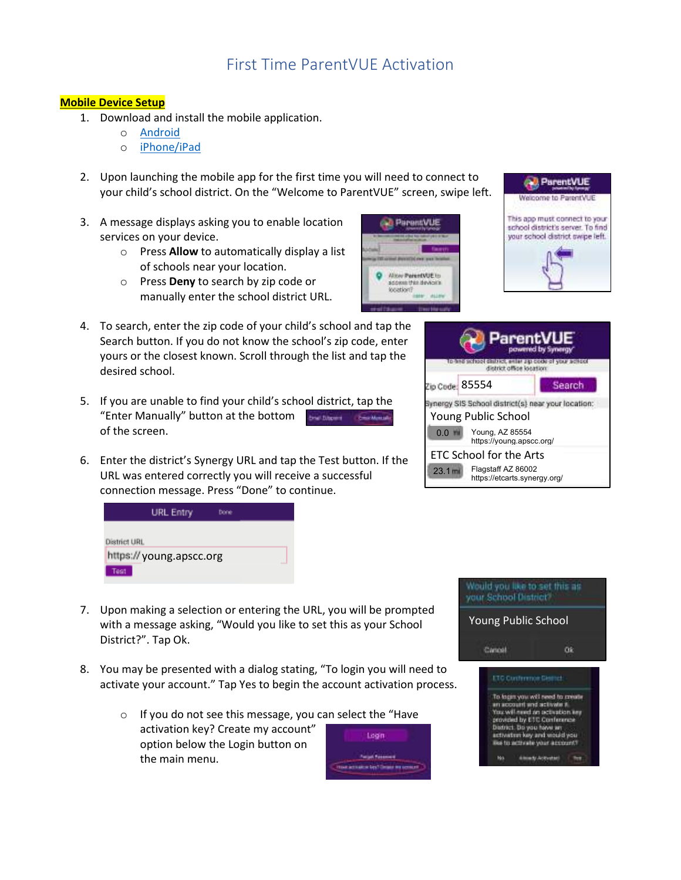# First Time ParentVUE Activation

**Mobile Device Setup**

1. Download and install the mobile application.
   - Android
   - iPhone/iPad

2. Upon launching the mobile app for the first time you will need to connect to your child's school district. On the "Welcome to ParentVUE" screen, swipe left.

3. A message displays asking you to enable location services on your device.
   - Press **Allow** to automatically display a list of schools near your location.
   - Press **Deny** to search by zip code or manually enter the school district URL.

4. To search, enter the zip code of your child's school and tap the Search button. If you do not know the school's zip code, enter yours or the closest known. Scroll through the list and tap the desired school.

5. If you are unable to find your child's school district, tap the "Enter Manually" button at the bottom of the screen.

6. Enter the district's Synergy URL and tap the Test button. If the URL was entered correctly you will receive a successful connection message. Press "Done" to continue.

7. Upon making a selection or entering the URL, you will be prompted with a message asking, "Would you like to set this as your School District?". Tap Ok.

8. You may be presented with a dialog stating, "To login you will need to activate your account." Tap Yes to begin the account activation process.
   - If you do not see this message, you can select the "Have activation key? Create my account" option below the Login button on the main menu.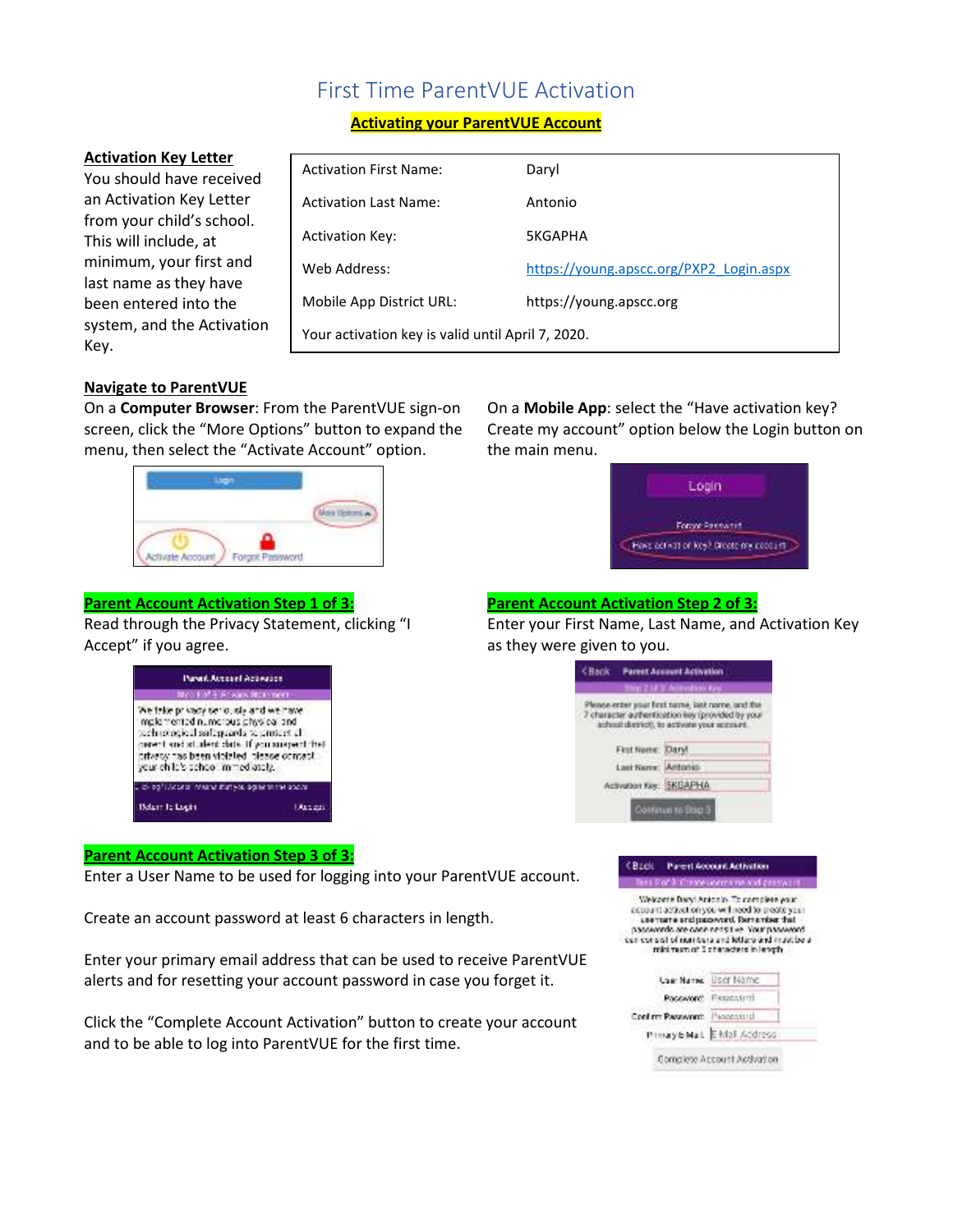# First Time ParentVUE Activation

**Activating your ParentVUE Account**

**Activation Key Letter**

You should have received an Activation Key Letter from your child's school. This will include, at minimum, your first and last name as they have been entered into the system, and the Activation Key.

| | |
|---|---|
| Activation First Name: | Daryl |
| Activation Last Name: | Antonio |
| Activation Key: | 5KGAPHA |
| Web Address: | https://young.apscc.org/PXP2_Login.aspx |
| Mobile App District URL: | https://young.apscc.org |
| Your activation key is valid until April 7, 2020. | |

**Navigate to ParentVUE**

On a **Computer Browser**: From the ParentVUE sign-on screen, click the "More Options" button to expand the menu, then select the "Activate Account" option.

On a **Mobile App**: select the "Have activation key? Create my account" option below the Login button on the main menu.

**Parent Account Activation Step 1 of 3:**

Read through the Privacy Statement, clicking "I Accept" if you agree.

**Parent Account Activation Step 2 of 3:**

Enter your First Name, Last Name, and Activation Key as they were given to you.

**Parent Account Activation Step 3 of 3:**

Enter a User Name to be used for logging into your ParentVUE account.

Create an account password at least 6 characters in length.

Enter your primary email address that can be used to receive ParentVUE alerts and for resetting your account password in case you forget it.

Click the "Complete Account Activation" button to create your account and to be able to log into ParentVUE for the first time.